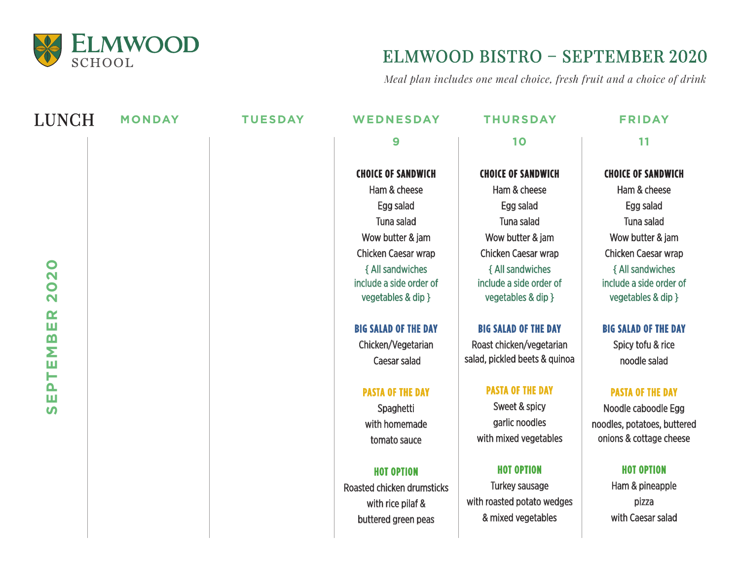# ELMWOOD SCHOOL

## ELMWOOD BISTRO – SEPTEMBER 2020

*Meal plan includes one meal choice, fresh fruit and a choice of drink*

**SEPTEMBER 2020**

| LUNCH | MONDAY | TUESDAY | WEDNESDAY 9 | THURSDAY 10 | FRIDAY 11 |
|---|---|---|---|---|---|
| CHOICE OF SANDWICH | | | Ham & cheese<br>Egg salad<br>Tuna salad<br>Wow butter & jam<br>Chicken Caesar wrap<br>{ All sandwiches include a side order of vegetables & dip } | Ham & cheese<br>Egg salad<br>Tuna salad<br>Wow butter & jam<br>Chicken Caesar wrap<br>{ All sandwiches include a side order of vegetables & dip } | Ham & cheese<br>Egg salad<br>Tuna salad<br>Wow butter & jam<br>Chicken Caesar wrap<br>{ All sandwiches include a side order of vegetables & dip } |
| BIG SALAD OF THE DAY | | | Chicken/Vegetarian Caesar salad | Roast chicken/vegetarian salad, pickled beets & quinoa | Spicy tofu & rice noodle salad |
| PASTA OF THE DAY | | | Spaghetti with homemade tomato sauce | Sweet & spicy garlic noodles with mixed vegetables | Noodle caboodle Egg noodles, potatoes, buttered onions & cottage cheese |
| HOT OPTION | | | Roasted chicken drumsticks with rice pilaf & buttered green peas | Turkey sausage with roasted potato wedges & mixed vegetables | Ham & pineapple pizza with Caesar salad |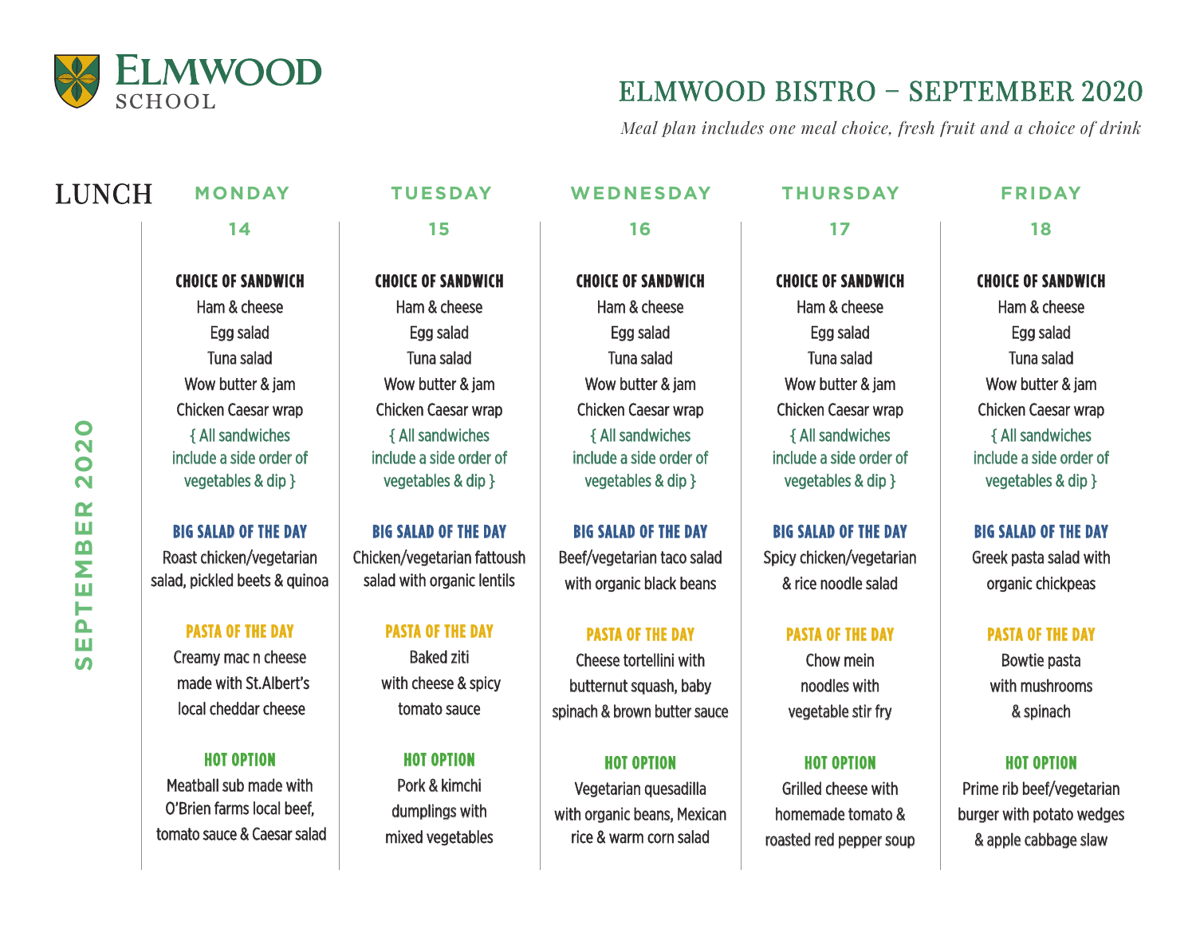ELMWOOD SCHOOL

# ELMWOOD BISTRO – SEPTEMBER 2020

*Meal plan includes one meal choice, fresh fruit and a choice of drink*

## LUNCH

SEPTEMBER 2020

| | MONDAY 14 | TUESDAY 15 | WEDNESDAY 16 | THURSDAY 17 | FRIDAY 18 |
|---|---|---|---|---|---|
| **CHOICE OF SANDWICH** | Ham & cheese<br>Egg salad<br>Tuna salad<br>Wow butter & jam<br>Chicken Caesar wrap<br>{ All sandwiches include a side order of vegetables & dip } | Ham & cheese<br>Egg salad<br>Tuna salad<br>Wow butter & jam<br>Chicken Caesar wrap<br>{ All sandwiches include a side order of vegetables & dip } | Ham & cheese<br>Egg salad<br>Tuna salad<br>Wow butter & jam<br>Chicken Caesar wrap<br>{ All sandwiches include a side order of vegetables & dip } | Ham & cheese<br>Egg salad<br>Tuna salad<br>Wow butter & jam<br>Chicken Caesar wrap<br>{ All sandwiches include a side order of vegetables & dip } | Ham & cheese<br>Egg salad<br>Tuna salad<br>Wow butter & jam<br>Chicken Caesar wrap<br>{ All sandwiches include a side order of vegetables & dip } |
| **BIG SALAD OF THE DAY** | Roast chicken/vegetarian salad, pickled beets & quinoa | Chicken/vegetarian fattoush salad with organic lentils | Beef/vegetarian taco salad with organic black beans | Spicy chicken/vegetarian & rice noodle salad | Greek pasta salad with organic chickpeas |
| **PASTA OF THE DAY** | Creamy mac n cheese made with St.Albert's local cheddar cheese | Baked ziti with cheese & spicy tomato sauce | Cheese tortellini with butternut squash, baby spinach & brown butter sauce | Chow mein noodles with vegetable stir fry | Bowtie pasta with mushrooms & spinach |
| **HOT OPTION** | Meatball sub made with O'Brien farms local beef, tomato sauce & Caesar salad | Pork & kimchi dumplings with mixed vegetables | Vegetarian quesadilla with organic beans, Mexican rice & warm corn salad | Grilled cheese with homemade tomato & roasted red pepper soup | Prime rib beef/vegetarian burger with potato wedges & apple cabbage slaw |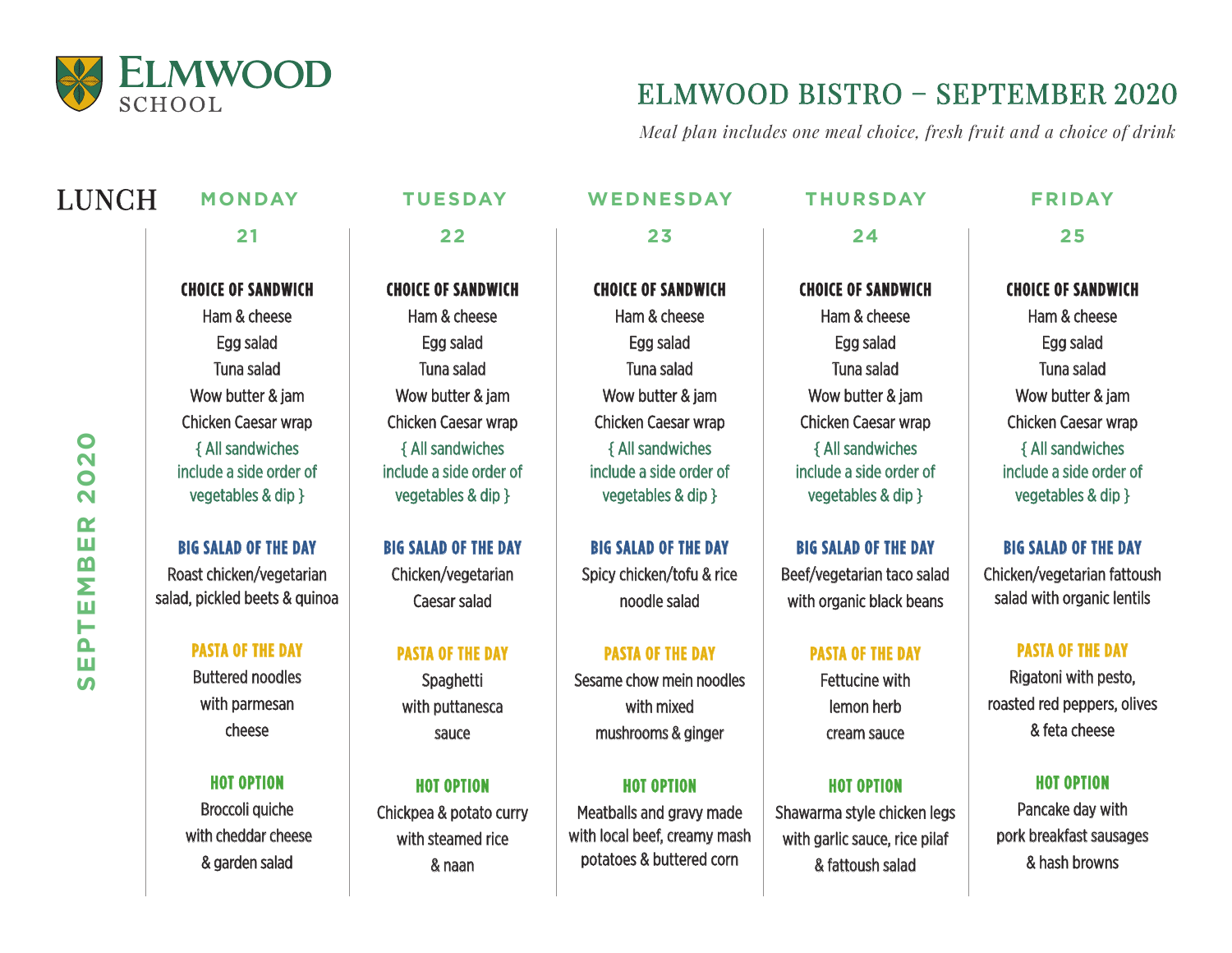# ELMWOOD SCHOOL

## ELMWOOD BISTRO – SEPTEMBER 2020

*Meal plan includes one meal choice, fresh fruit and a choice of drink*

## LUNCH

**SEPTEMBER 2020**

| | MONDAY 21 | TUESDAY 22 | WEDNESDAY 23 | THURSDAY 24 | FRIDAY 25 |
|---|---|---|---|---|---|
| **CHOICE OF SANDWICH** | Ham & cheese<br>Egg salad<br>Tuna salad<br>Wow butter & jam<br>Chicken Caesar wrap<br>{ All sandwiches include a side order of vegetables & dip } | Ham & cheese<br>Egg salad<br>Tuna salad<br>Wow butter & jam<br>Chicken Caesar wrap<br>{ All sandwiches include a side order of vegetables & dip } | Ham & cheese<br>Egg salad<br>Tuna salad<br>Wow butter & jam<br>Chicken Caesar wrap<br>{ All sandwiches include a side order of vegetables & dip } | Ham & cheese<br>Egg salad<br>Tuna salad<br>Wow butter & jam<br>Chicken Caesar wrap<br>{ All sandwiches include a side order of vegetables & dip } | Ham & cheese<br>Egg salad<br>Tuna salad<br>Wow butter & jam<br>Chicken Caesar wrap<br>{ All sandwiches include a side order of vegetables & dip } |
| **BIG SALAD OF THE DAY** | Roast chicken/vegetarian salad, pickled beets & quinoa | Chicken/vegetarian Caesar salad | Spicy chicken/tofu & rice noodle salad | Beef/vegetarian taco salad with organic black beans | Chicken/vegetarian fattoush salad with organic lentils |
| **PASTA OF THE DAY** | Buttered noodles with parmesan cheese | Spaghetti with puttanesca sauce | Sesame chow mein noodles with mixed mushrooms & ginger | Fettucine with lemon herb cream sauce | Rigatoni with pesto, roasted red peppers, olives & feta cheese |
| **HOT OPTION** | Broccoli quiche with cheddar cheese & garden salad | Chickpea & potato curry with steamed rice & naan | Meatballs and gravy made with local beef, creamy mash potatoes & buttered corn | Shawarma style chicken legs with garlic sauce, rice pilaf & fattoush salad | Pancake day with pork breakfast sausages & hash browns |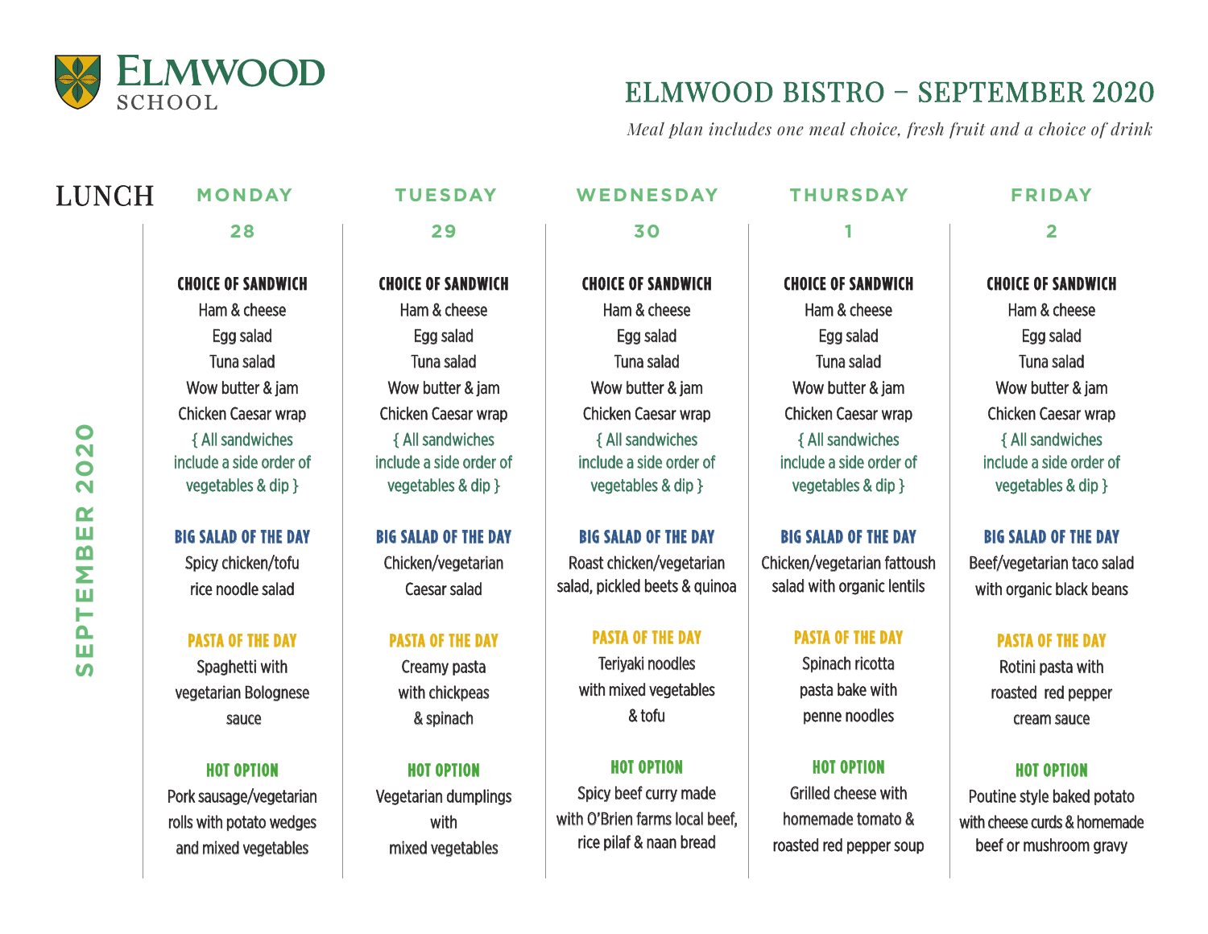# ELMWOOD SCHOOL

## ELMWOOD BISTRO – SEPTEMBER 2020

*Meal plan includes one meal choice, fresh fruit and a choice of drink*

### LUNCH

SEPTEMBER 2020

| | MONDAY 28 | TUESDAY 29 | WEDNESDAY 30 | THURSDAY 1 | FRIDAY 2 |
|---|---|---|---|---|---|
| **CHOICE OF SANDWICH** | Ham & cheese<br>Egg salad<br>Tuna salad<br>Wow butter & jam<br>Chicken Caesar wrap<br>{ All sandwiches include a side order of vegetables & dip } | Ham & cheese<br>Egg salad<br>Tuna salad<br>Wow butter & jam<br>Chicken Caesar wrap<br>{ All sandwiches include a side order of vegetables & dip } | Ham & cheese<br>Egg salad<br>Tuna salad<br>Wow butter & jam<br>Chicken Caesar wrap<br>{ All sandwiches include a side order of vegetables & dip } | Ham & cheese<br>Egg salad<br>Tuna salad<br>Wow butter & jam<br>Chicken Caesar wrap<br>{ All sandwiches include a side order of vegetables & dip } | Ham & cheese<br>Egg salad<br>Tuna salad<br>Wow butter & jam<br>Chicken Caesar wrap<br>{ All sandwiches include a side order of vegetables & dip } |
| **BIG SALAD OF THE DAY** | Spicy chicken/tofu rice noodle salad | Chicken/vegetarian Caesar salad | Roast chicken/vegetarian salad, pickled beets & quinoa | Chicken/vegetarian fattoush salad with organic lentils | Beef/vegetarian taco salad with organic black beans |
| **PASTA OF THE DAY** | Spaghetti with vegetarian Bolognese sauce | Creamy pasta with chickpeas & spinach | Teriyaki noodles with mixed vegetables & tofu | Spinach ricotta pasta bake with penne noodles | Rotini pasta with roasted red pepper cream sauce |
| **HOT OPTION** | Pork sausage/vegetarian rolls with potato wedges and mixed vegetables | Vegetarian dumplings with mixed vegetables | Spicy beef curry made with O'Brien farms local beef, rice pilaf & naan bread | Grilled cheese with homemade tomato & roasted red pepper soup | Poutine style baked potato with cheese curds & homemade beef or mushroom gravy |